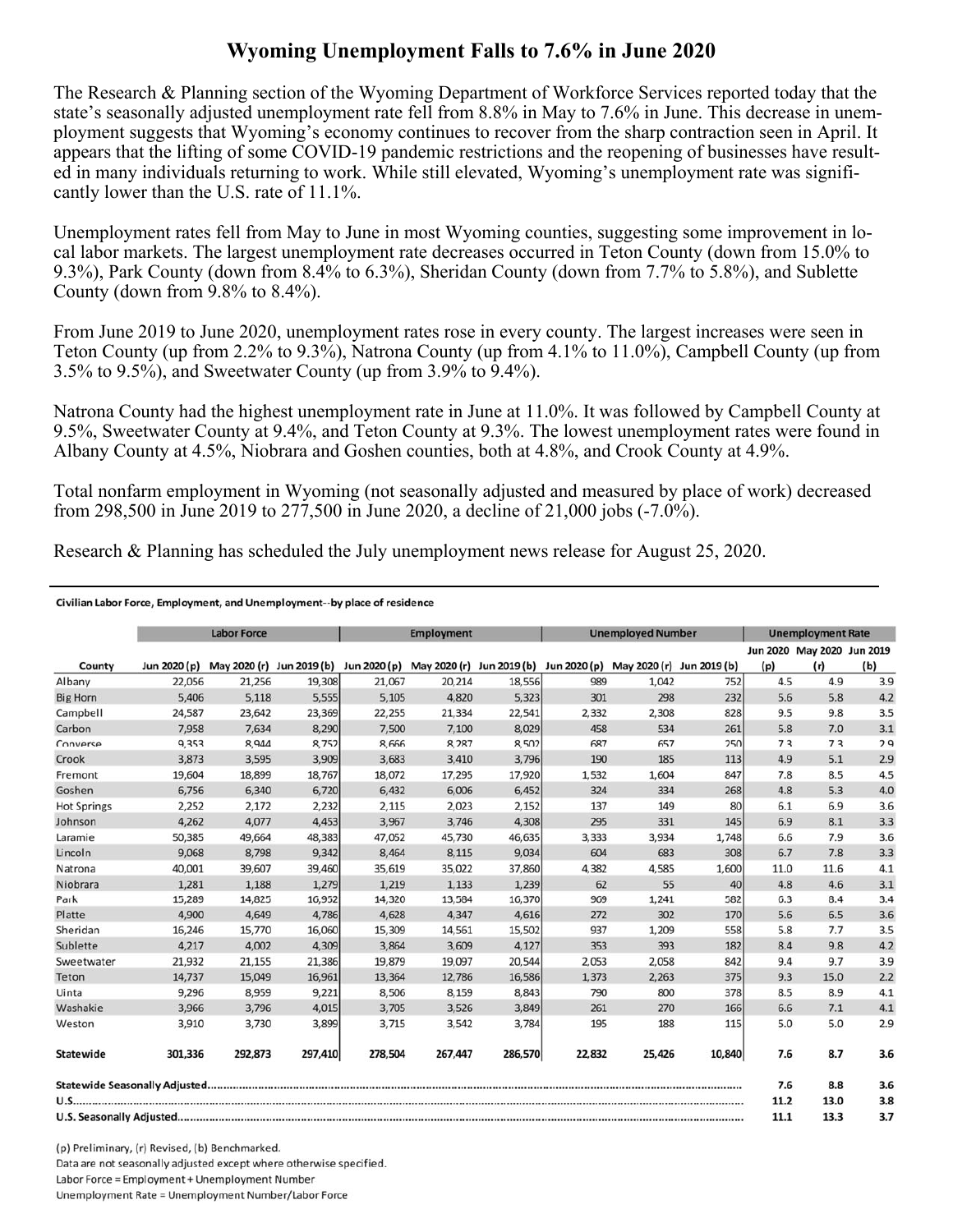# Wyoming Unemployment Falls to 7.6% in June 2020

The Research & Planning section of the Wyoming Department of Workforce Services reported today that the state's seasonally adjusted unemployment rate fell from 8.8% in May to 7.6% in June. This decrease in unemployment suggests that Wyoming's economy continues to recover from the sharp contraction seen in April. It appears that the lifting of some COVID-19 pandemic restrictions and the reopening of businesses have resulted in many individuals returning to work. While still elevated, Wyoming's unemployment rate was significantly lower than the U.S. rate of 11.1%.

Unemployment rates fell from May to June in most Wyoming counties, suggesting some improvement in local labor markets. The largest unemployment rate decreases occurred in Teton County (down from 15.0% to 9.3%), Park County (down from 8.4% to 6.3%), Sheridan County (down from 7.7% to 5.8%), and Sublette County (down from 9.8% to 8.4%).

From June 2019 to June 2020, unemployment rates rose in every county. The largest increases were seen in Teton County (up from 2.2% to 9.3%), Natrona County (up from 4.1% to 11.0%), Campbell County (up from 3.5% to 9.5%), and Sweetwater County (up from 3.9% to 9.4%).

Natrona County had the highest unemployment rate in June at 11.0%. It was followed by Campbell County at 9.5%, Sweetwater County at 9.4%, and Teton County at 9.3%. The lowest unemployment rates were found in Albany County at 4.5%, Niobrara and Goshen counties, both at 4.8%, and Crook County at 4.9%.

Total nonfarm employment in Wyoming (not seasonally adjusted and measured by place of work) decreased from 298,500 in June 2019 to 277,500 in June 2020, a decline of 21,000 jobs (-7.0%).

Research & Planning has scheduled the July unemployment news release for August 25, 2020.

**Civilian Labor Force, Employment, and Unemployment--by place of residence**

| | Labor Force | | | Employment | | | Unemployed Number | | | Unemployment Rate | | |
|---|---|---|---|---|---|---|---|---|---|---|---|---|
| County | Jun 2020 (p) | May 2020 (r) | Jun 2019 (b) | Jun 2020 (p) | May 2020 (r) | Jun 2019 (b) | Jun 2020 (p) | May 2020 (r) | Jun 2019 (b) | Jun 2020 (p) | May 2020 (r) | Jun 2019 (b) |
| Albany | 22,056 | 21,256 | 19,308 | 21,067 | 20,214 | 18,556 | 989 | 1,042 | 752 | 4.5 | 4.9 | 3.9 |
| Big Horn | 5,406 | 5,118 | 5,555 | 5,105 | 4,820 | 5,323 | 301 | 298 | 232 | 5.6 | 5.8 | 4.2 |
| Campbell | 24,587 | 23,642 | 23,369 | 22,255 | 21,334 | 22,541 | 2,332 | 2,308 | 828 | 9.5 | 9.8 | 3.5 |
| Carbon | 7,958 | 7,634 | 8,290 | 7,500 | 7,100 | 8,029 | 458 | 534 | 261 | 5.8 | 7.0 | 3.1 |
| Converse | 9,353 | 8,944 | 8,752 | 8,666 | 8,287 | 8,502 | 687 | 657 | 250 | 7.3 | 7.3 | 2.9 |
| Crook | 3,873 | 3,595 | 3,909 | 3,683 | 3,410 | 3,796 | 190 | 185 | 113 | 4.9 | 5.1 | 2.9 |
| Fremont | 19,604 | 18,899 | 18,767 | 18,072 | 17,295 | 17,920 | 1,532 | 1,604 | 847 | 7.8 | 8.5 | 4.5 |
| Goshen | 6,756 | 6,340 | 6,720 | 6,432 | 6,006 | 6,452 | 324 | 334 | 268 | 4.8 | 5.3 | 4.0 |
| Hot Springs | 2,252 | 2,172 | 2,232 | 2,115 | 2,023 | 2,152 | 137 | 149 | 80 | 6.1 | 6.9 | 3.6 |
| Johnson | 4,262 | 4,077 | 4,453 | 3,967 | 3,746 | 4,308 | 295 | 331 | 145 | 6.9 | 8.1 | 3.3 |
| Laramie | 50,385 | 49,664 | 48,383 | 47,052 | 45,730 | 46,635 | 3,333 | 3,934 | 1,748 | 6.6 | 7.9 | 3.6 |
| Lincoln | 9,068 | 8,798 | 9,342 | 8,464 | 8,115 | 9,034 | 604 | 683 | 308 | 6.7 | 7.8 | 3.3 |
| Natrona | 40,001 | 39,607 | 39,460 | 35,619 | 35,022 | 37,860 | 4,382 | 4,585 | 1,600 | 11.0 | 11.6 | 4.1 |
| Niobrara | 1,281 | 1,188 | 1,279 | 1,219 | 1,133 | 1,239 | 62 | 55 | 40 | 4.8 | 4.6 | 3.1 |
| Park | 15,289 | 14,825 | 16,952 | 14,320 | 13,584 | 16,370 | 969 | 1,241 | 582 | 6.3 | 8.4 | 3.4 |
| Platte | 4,900 | 4,649 | 4,786 | 4,628 | 4,347 | 4,616 | 272 | 302 | 170 | 5.6 | 6.5 | 3.6 |
| Sheridan | 16,246 | 15,770 | 16,060 | 15,309 | 14,561 | 15,502 | 937 | 1,209 | 558 | 5.8 | 7.7 | 3.5 |
| Sublette | 4,217 | 4,002 | 4,309 | 3,864 | 3,609 | 4,127 | 353 | 393 | 182 | 8.4 | 9.8 | 4.2 |
| Sweetwater | 21,932 | 21,155 | 21,386 | 19,879 | 19,097 | 20,544 | 2,053 | 2,058 | 842 | 9.4 | 9.7 | 3.9 |
| Teton | 14,737 | 15,049 | 16,961 | 13,364 | 12,786 | 16,586 | 1,373 | 2,263 | 375 | 9.3 | 15.0 | 2.2 |
| Uinta | 9,296 | 8,959 | 9,221 | 8,506 | 8,159 | 8,843 | 790 | 800 | 378 | 8.5 | 8.9 | 4.1 |
| Washakie | 3,966 | 3,796 | 4,015 | 3,705 | 3,526 | 3,849 | 261 | 270 | 166 | 6.6 | 7.1 | 4.1 |
| Weston | 3,910 | 3,730 | 3,899 | 3,715 | 3,542 | 3,784 | 195 | 188 | 115 | 5.0 | 5.0 | 2.9 |
| **Statewide** | **301,336** | **292,873** | **297,410** | **278,504** | **267,447** | **286,570** | **22,832** | **25,426** | **10,840** | **7.6** | **8.7** | **3.6** |
| **Statewide Seasonally Adjusted** | | | | | | | | | | **7.6** | **8.8** | **3.6** |
| **U.S.** | | | | | | | | | | **11.2** | **13.0** | **3.8** |
| **U.S. Seasonally Adjusted** | | | | | | | | | | **11.1** | **13.3** | **3.7** |

(p) Preliminary, (r) Revised, (b) Benchmarked.
Data are not seasonally adjusted except where otherwise specified.
Labor Force = Employment + Unemployment Number
Unemployment Rate = Unemployment Number/Labor Force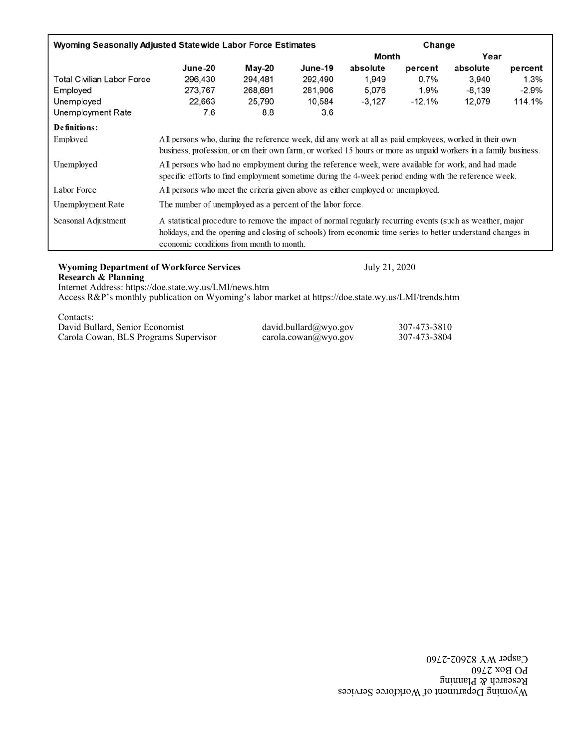| Wyoming Seasonally Adjusted Statewide Labor Force Estimates | | | | Change | | | |
|---|---|---|---|---|---|---|---|
| | | | | Month | | Year | |
| | June-20 | May-20 | June-19 | absolute | percent | absolute | percent |
| Total Civilian Labor Force | 296,430 | 294,481 | 292,490 | 1,949 | 0.7% | 3,940 | 1.3% |
| Employed | 273,767 | 268,691 | 281,906 | 5,076 | 1.9% | -8,139 | -2.9% |
| Unemployed | 22,663 | 25,790 | 10,584 | -3,127 | -12.1% | 12,079 | 114.1% |
| Unemployment Rate | 7.6 | 8.8 | 3.6 | | | | |

**Definitions:**

| | |
|---|---|
| Employed | All persons who, during the reference week, did any work at all as paid employees, worked in their own business, profession, or on their own farm, or worked 15 hours or more as unpaid workers in a family business. |
| Unemployed | All persons who had no employment during the reference week, were available for work, and had made specific efforts to find employment sometime during the 4-week period ending with the reference week. |
| Labor Force | All persons who meet the criteria given above as either employed or unemployed. |
| Unemployment Rate | The number of unemployed as a percent of the labor force. |
| Seasonal Adjustment | A statistical procedure to remove the impact of normal regularly recurring events (such as weather, major holidays, and the opening and closing of schools) from economic time series to better understand changes in economic conditions from month to month. |

**Wyoming Department of Workforce Services**
**Research & Planning**

July 21, 2020

Internet Address: https://doe.state.wy.us/LMI/news.htm
Access R&P's monthly publication on Wyoming's labor market at https://doe.state.wy.us/LMI/trends.htm

Contacts:

| | | |
|---|---|---|
| David Bullard, Senior Economist | david.bullard@wyo.gov | 307-473-3810 |
| Carola Cowan, BLS Programs Supervisor | carola.cowan@wyo.gov | 307-473-3804 |

Wyoming Department of Workforce Services
Research & Planning
PO Box 2760
Casper WY 82602-2760